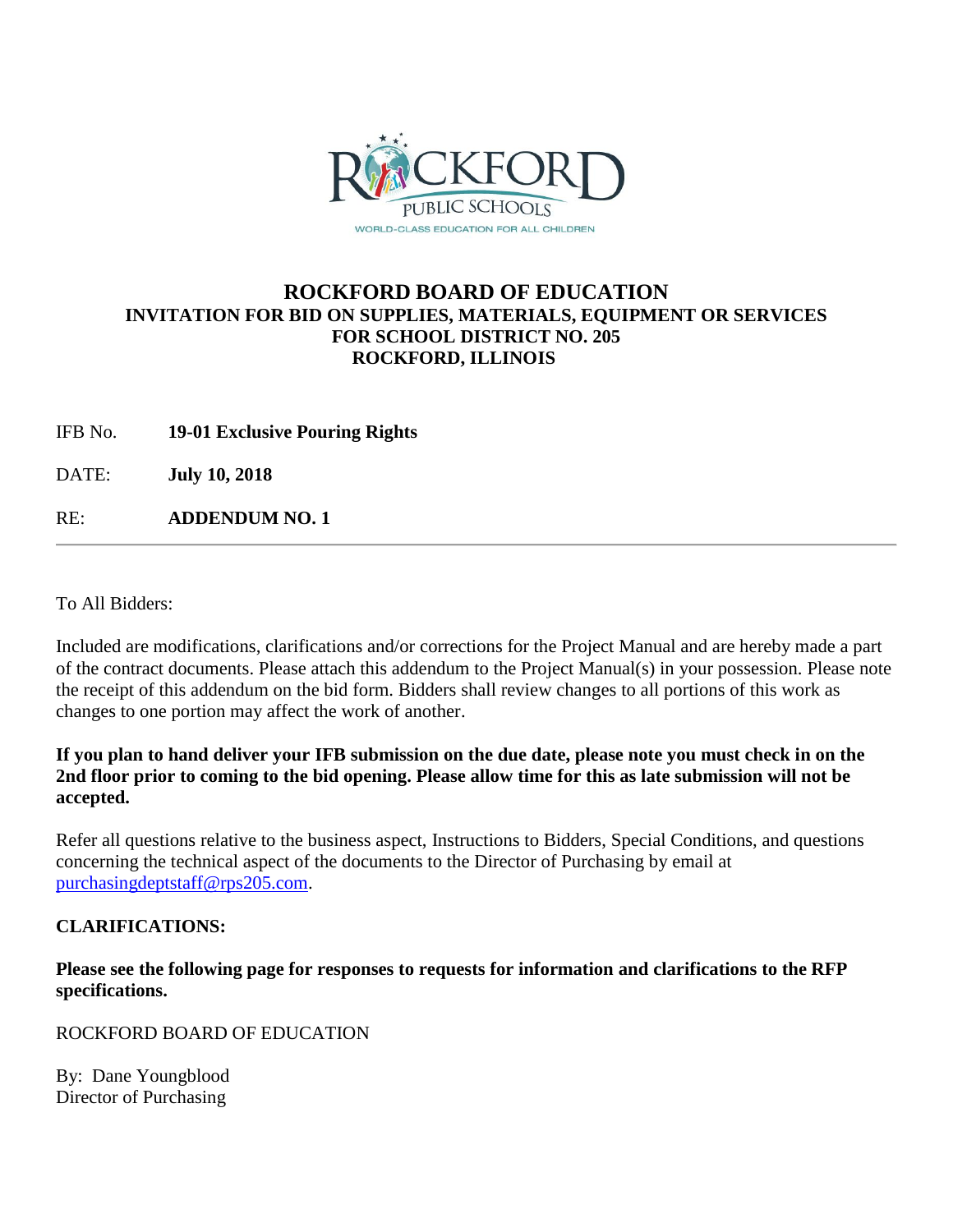# ROCKFORD BOARD OF EDUCATION

## INVITATION FOR BID ON SUPPLIES, MATERIALS, EQUIPMENT OR SERVICES FOR SCHOOL DISTRICT NO. 205 ROCKFORD, ILLINOIS

IFB No. **19-01 Exclusive Pouring Rights**

DATE: **July 10, 2018**

RE: **ADDENDUM NO. 1**

---

To All Bidders:

Included are modifications, clarifications and/or corrections for the Project Manual and are hereby made a part of the contract documents. Please attach this addendum to the Project Manual(s) in your possession. Please note the receipt of this addendum on the bid form. Bidders shall review changes to all portions of this work as changes to one portion may affect the work of another.

**If you plan to hand deliver your IFB submission on the due date, please note you must check in on the 2nd floor prior to coming to the bid opening. Please allow time for this as late submission will not be accepted.**

Refer all questions relative to the business aspect, Instructions to Bidders, Special Conditions, and questions concerning the technical aspect of the documents to the Director of Purchasing by email at purchasingdeptstaff@rps205.com.

**CLARIFICATIONS:**

**Please see the following page for responses to requests for information and clarifications to the RFP specifications.**

ROCKFORD BOARD OF EDUCATION

By: Dane Youngblood
Director of Purchasing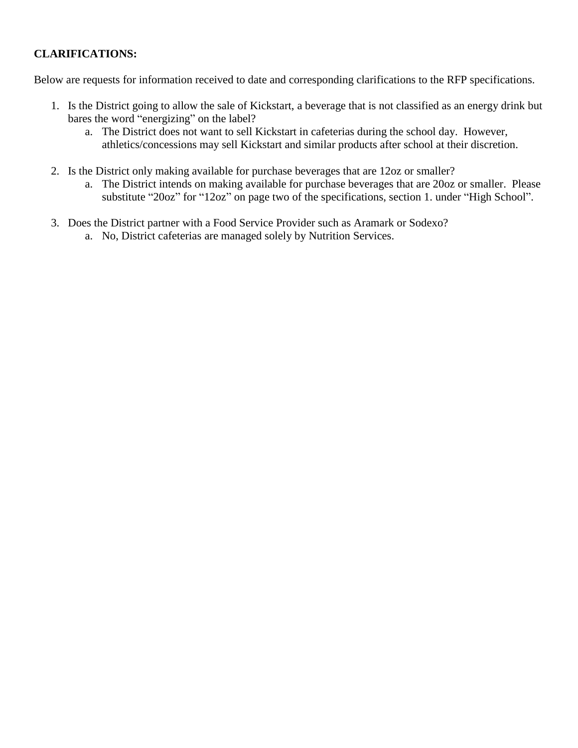**CLARIFICATIONS:**

Below are requests for information received to date and corresponding clarifications to the RFP specifications.

1. Is the District going to allow the sale of Kickstart, a beverage that is not classified as an energy drink but bares the word "energizing" on the label?
   a. The District does not want to sell Kickstart in cafeterias during the school day. However, athletics/concessions may sell Kickstart and similar products after school at their discretion.

2. Is the District only making available for purchase beverages that are 12oz or smaller?
   a. The District intends on making available for purchase beverages that are 20oz or smaller. Please substitute "20oz" for "12oz" on page two of the specifications, section 1. under "High School".

3. Does the District partner with a Food Service Provider such as Aramark or Sodexo?
   a. No, District cafeterias are managed solely by Nutrition Services.